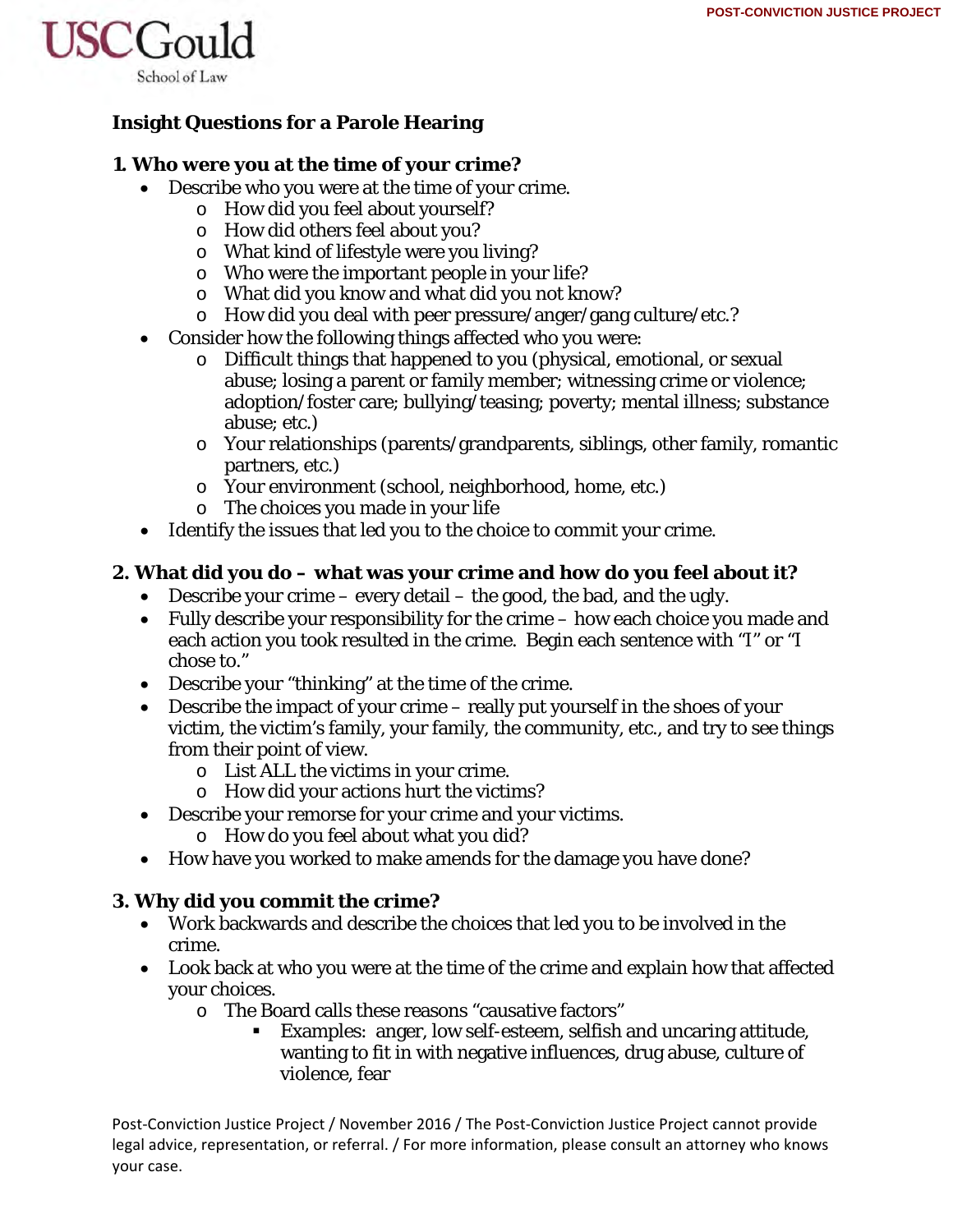USC Gould School of Law

POST-CONVICTION JUSTICE PROJECT

## Insight Questions for a Parole Hearing

### 1. Who were you at the time of your crime?

- Describe who you were at the time of your crime.
  - How did you feel about yourself?
  - How did others feel about you?
  - What kind of lifestyle were you living?
  - Who were the important people in your life?
  - What did you know and what did you not know?
  - How did you deal with peer pressure/anger/gang culture/etc.?
- Consider how the following things affected who you were:
  - Difficult things that happened to you (physical, emotional, or sexual abuse; losing a parent or family member; witnessing crime or violence; adoption/foster care; bullying/teasing; poverty; mental illness; substance abuse; etc.)
  - Your relationships (parents/grandparents, siblings, other family, romantic partners, etc.)
  - Your environment (school, neighborhood, home, etc.)
  - The choices you made in your life
- Identify the issues that led you to the choice to commit your crime.

### 2. What did you do – what was your crime and how do you feel about it?

- Describe your crime – every detail – the good, the bad, and the ugly.
- Fully describe your responsibility for the crime – how each choice you made and each action you took resulted in the crime. Begin each sentence with "I" or "I chose to."
- Describe your "thinking" at the time of the crime.
- Describe the impact of your crime – really put yourself in the shoes of your victim, the victim's family, your family, the community, etc., and try to see things from their point of view.
  - List ALL the victims in your crime.
  - How did your actions hurt the victims?
- Describe your remorse for your crime and your victims.
  - How do you feel about what you did?
- How have you worked to make amends for the damage you have done?

### 3. Why did you commit the crime?

- Work backwards and describe the choices that led you to be involved in the crime.
- Look back at who you were at the time of the crime and explain how that affected your choices.
  - The Board calls these reasons "causative factors"
    - Examples: anger, low self-esteem, selfish and uncaring attitude, wanting to fit in with negative influences, drug abuse, culture of violence, fear

Post-Conviction Justice Project / November 2016 / The Post-Conviction Justice Project cannot provide legal advice, representation, or referral. / For more information, please consult an attorney who knows your case.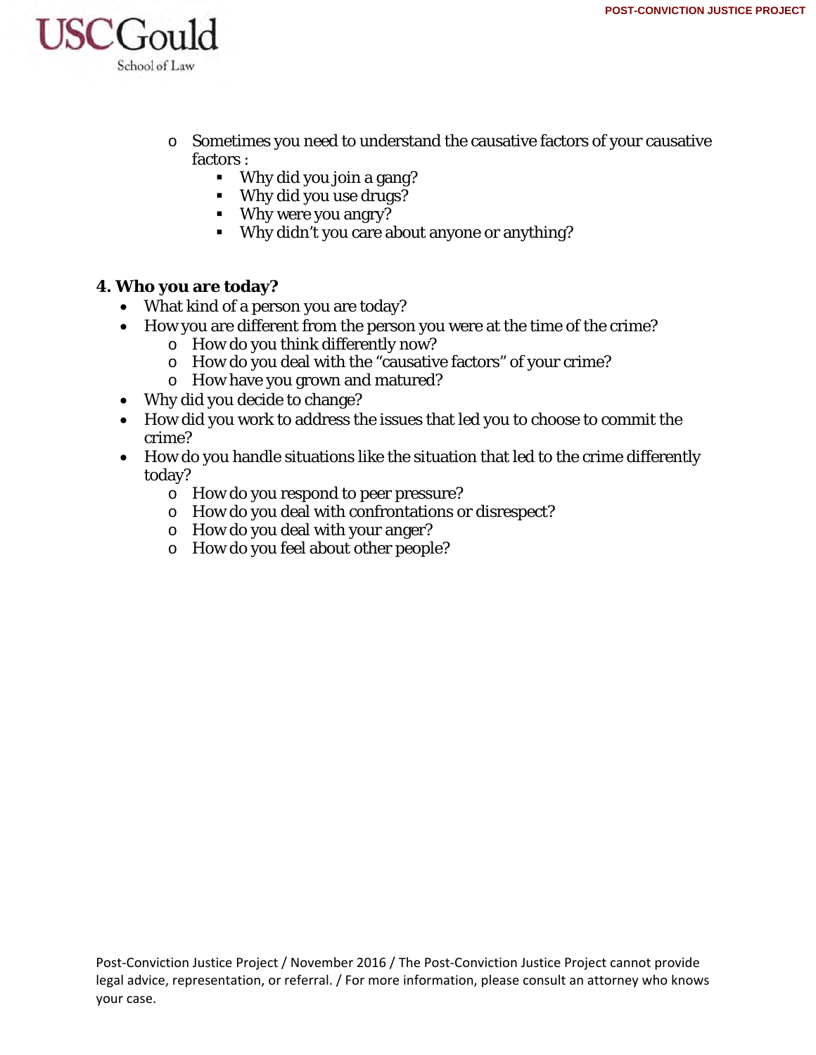- Sometimes you need to understand the causative factors of your causative factors :
  - Why did you join a gang?
  - Why did you use drugs?
  - Why were you angry?
  - Why didn't you care about anyone or anything?

**4. Who you are today?**

- What kind of a person you are today?
- How you are different from the person you were at the time of the crime?
  - How do you think differently now?
  - How do you deal with the "causative factors" of your crime?
  - How have you grown and matured?
- Why did you decide to change?
- How did you work to address the issues that led you to choose to commit the crime?
- How do you handle situations like the situation that led to the crime differently today?
  - How do you respond to peer pressure?
  - How do you deal with confrontations or disrespect?
  - How do you deal with your anger?
  - How do you feel about other people?